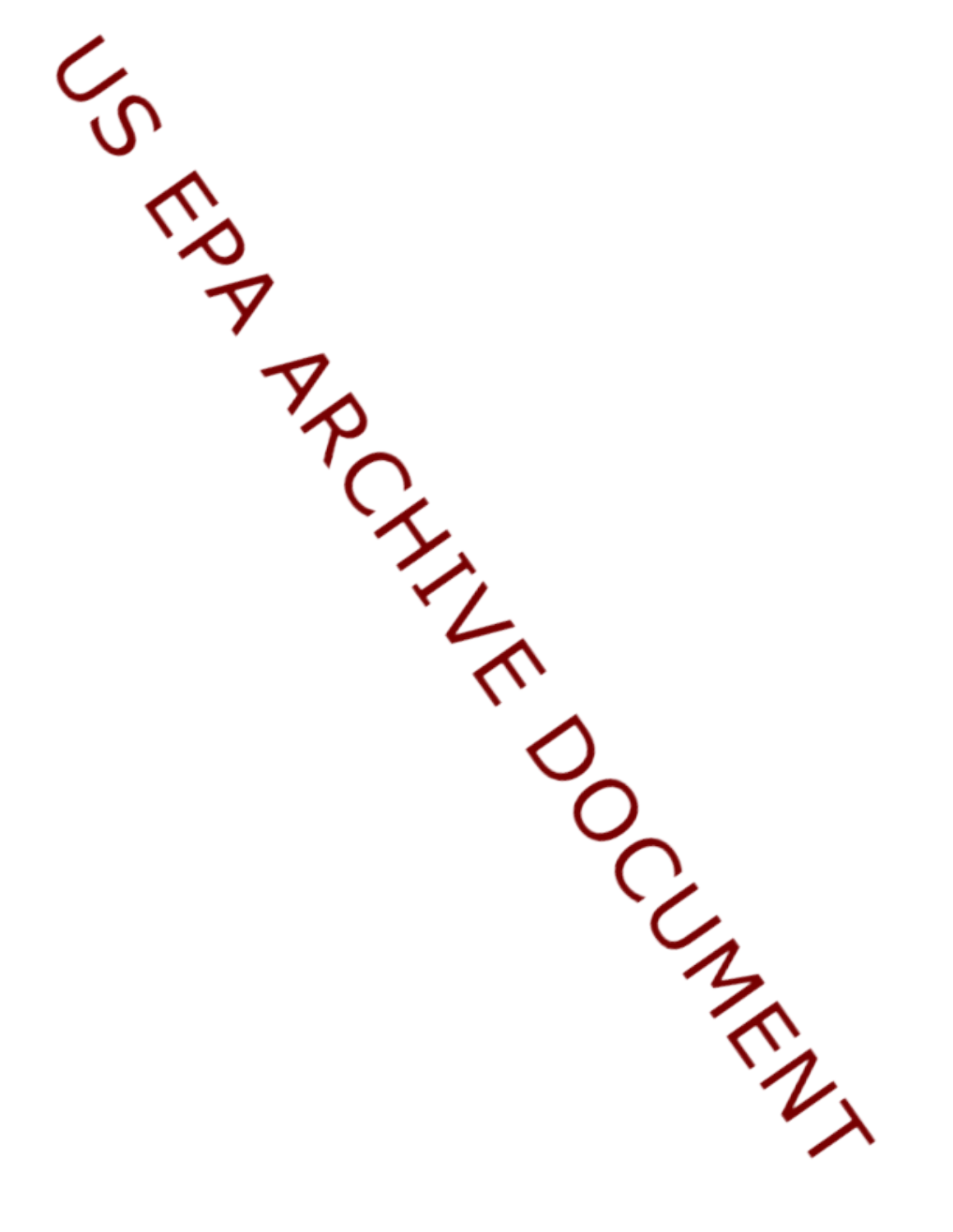US EPA ARCHIVE DOCUMENT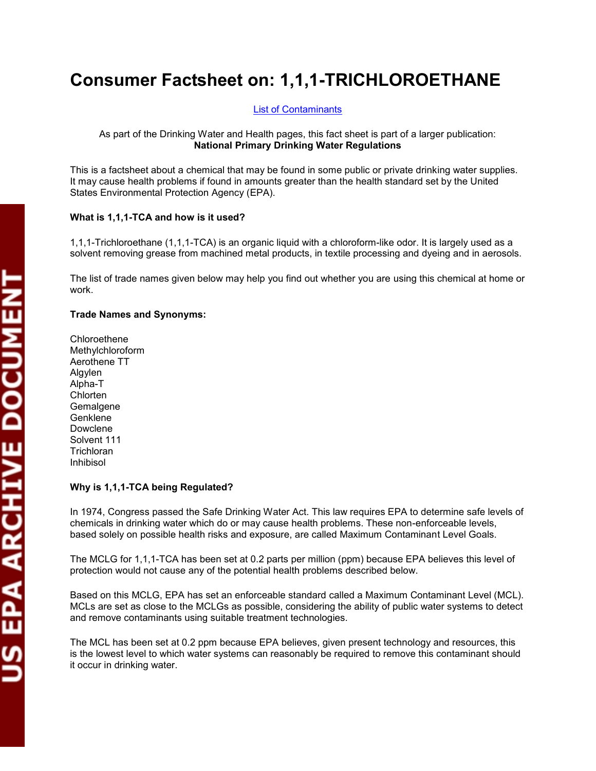# Consumer Factsheet on: 1,1,1-TRICHLOROETHANE

[List of Contaminants]

As part of the Drinking Water and Health pages, this fact sheet is part of a larger publication:
**National Primary Drinking Water Regulations**

This is a factsheet about a chemical that may be found in some public or private drinking water supplies. It may cause health problems if found in amounts greater than the health standard set by the United States Environmental Protection Agency (EPA).

**What is 1,1,1-TCA and how is it used?**

1,1,1-Trichloroethane (1,1,1-TCA) is an organic liquid with a chloroform-like odor. It is largely used as a solvent removing grease from machined metal products, in textile processing and dyeing and in aerosols.

The list of trade names given below may help you find out whether you are using this chemical at home or work.

**Trade Names and Synonyms:**

Chloroethene
Methylchloroform
Aerothene TT
Algylen
Alpha-T
Chlorten
Gemalgene
Genklene
Dowclene
Solvent 111
Trichloran
Inhibisol

**Why is 1,1,1-TCA being Regulated?**

In 1974, Congress passed the Safe Drinking Water Act. This law requires EPA to determine safe levels of chemicals in drinking water which do or may cause health problems. These non-enforceable levels, based solely on possible health risks and exposure, are called Maximum Contaminant Level Goals.

The MCLG for 1,1,1-TCA has been set at 0.2 parts per million (ppm) because EPA believes this level of protection would not cause any of the potential health problems described below.

Based on this MCLG, EPA has set an enforceable standard called a Maximum Contaminant Level (MCL). MCLs are set as close to the MCLGs as possible, considering the ability of public water systems to detect and remove contaminants using suitable treatment technologies.

The MCL has been set at 0.2 ppm because EPA believes, given present technology and resources, this is the lowest level to which water systems can reasonably be required to remove this contaminant should it occur in drinking water.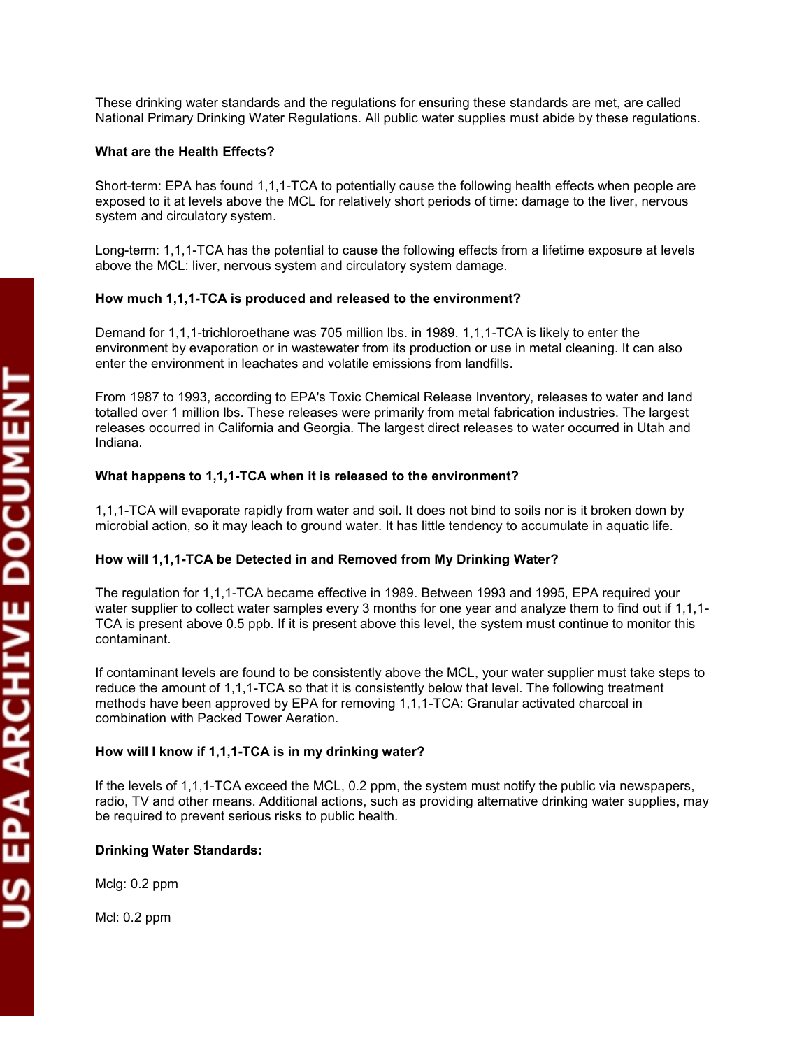These drinking water standards and the regulations for ensuring these standards are met, are called National Primary Drinking Water Regulations. All public water supplies must abide by these regulations.

**What are the Health Effects?**

Short-term: EPA has found 1,1,1-TCA to potentially cause the following health effects when people are exposed to it at levels above the MCL for relatively short periods of time: damage to the liver, nervous system and circulatory system.

Long-term: 1,1,1-TCA has the potential to cause the following effects from a lifetime exposure at levels above the MCL: liver, nervous system and circulatory system damage.

**How much 1,1,1-TCA is produced and released to the environment?**

Demand for 1,1,1-trichloroethane was 705 million lbs. in 1989. 1,1,1-TCA is likely to enter the environment by evaporation or in wastewater from its production or use in metal cleaning. It can also enter the environment in leachates and volatile emissions from landfills.

From 1987 to 1993, according to EPA's Toxic Chemical Release Inventory, releases to water and land totalled over 1 million lbs. These releases were primarily from metal fabrication industries. The largest releases occurred in California and Georgia. The largest direct releases to water occurred in Utah and Indiana.

**What happens to 1,1,1-TCA when it is released to the environment?**

1,1,1-TCA will evaporate rapidly from water and soil. It does not bind to soils nor is it broken down by microbial action, so it may leach to ground water. It has little tendency to accumulate in aquatic life.

**How will 1,1,1-TCA be Detected in and Removed from My Drinking Water?**

The regulation for 1,1,1-TCA became effective in 1989. Between 1993 and 1995, EPA required your water supplier to collect water samples every 3 months for one year and analyze them to find out if 1,1,1-TCA is present above 0.5 ppb. If it is present above this level, the system must continue to monitor this contaminant.

If contaminant levels are found to be consistently above the MCL, your water supplier must take steps to reduce the amount of 1,1,1-TCA so that it is consistently below that level. The following treatment methods have been approved by EPA for removing 1,1,1-TCA: Granular activated charcoal in combination with Packed Tower Aeration.

**How will I know if 1,1,1-TCA is in my drinking water?**

If the levels of 1,1,1-TCA exceed the MCL, 0.2 ppm, the system must notify the public via newspapers, radio, TV and other means. Additional actions, such as providing alternative drinking water supplies, may be required to prevent serious risks to public health.

**Drinking Water Standards:**

Mclg: 0.2 ppm

Mcl: 0.2 ppm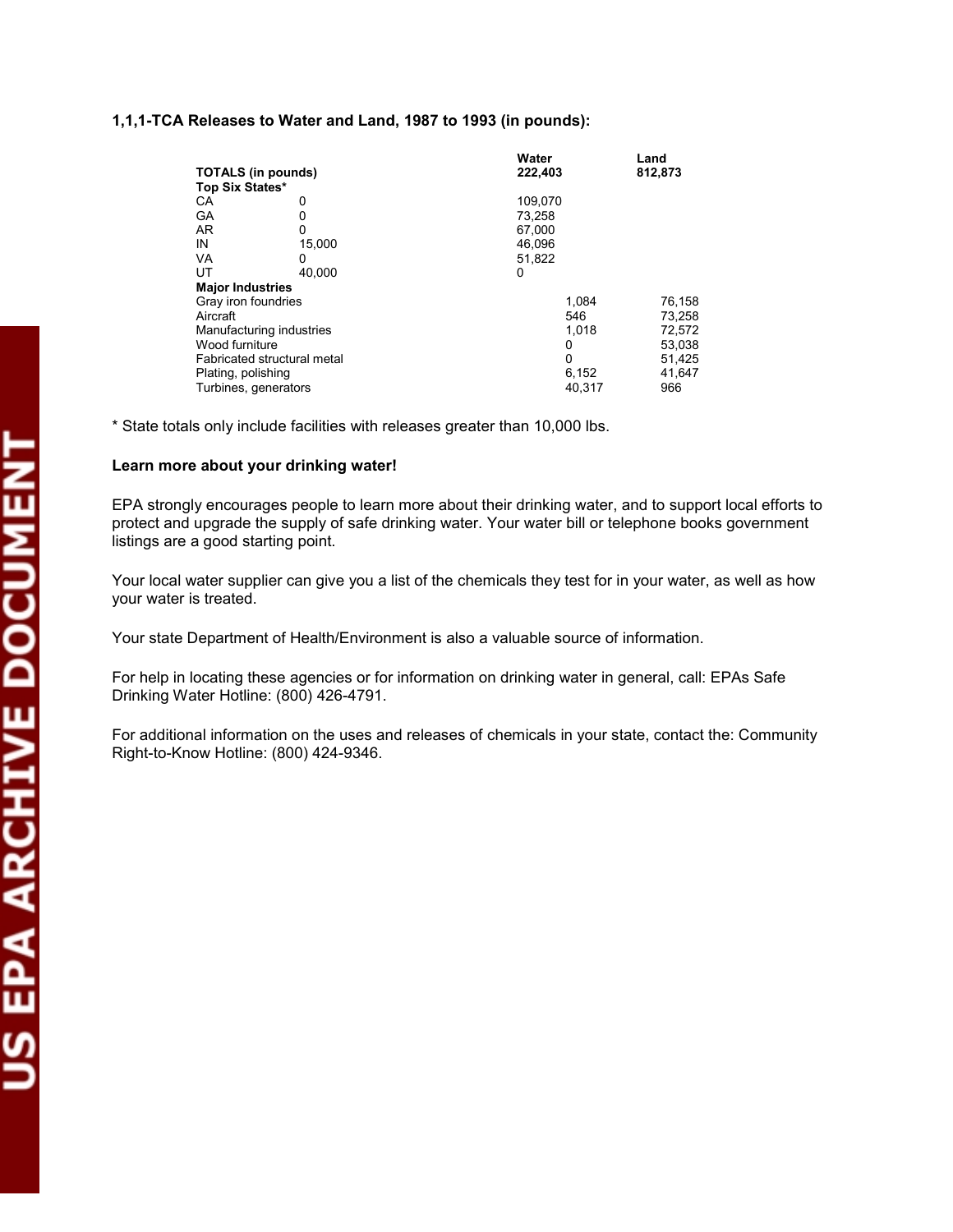**1,1,1-TCA Releases to Water and Land, 1987 to 1993 (in pounds):**

| | | Water | Land |
|---|---|---|---|
| **TOTALS (in pounds)** | | **222,403** | **812,873** |
| **Top Six States*** | | | |
| CA | 0 | 109,070 | |
| GA | 0 | 73,258 | |
| AR | 0 | 67,000 | |
| IN | 15,000 | 46,096 | |
| VA | 0 | 51,822 | |
| UT | 40,000 | 0 | |
| **Major Industries** | | | |
| Gray iron foundries | | 1,084 | 76,158 |
| Aircraft | | 546 | 73,258 |
| Manufacturing industries | | 1,018 | 72,572 |
| Wood furniture | | 0 | 53,038 |
| Fabricated structural metal | | 0 | 51,425 |
| Plating, polishing | | 6,152 | 41,647 |
| Turbines, generators | | 40,317 | 966 |

* State totals only include facilities with releases greater than 10,000 lbs.

**Learn more about your drinking water!**

EPA strongly encourages people to learn more about their drinking water, and to support local efforts to protect and upgrade the supply of safe drinking water. Your water bill or telephone books government listings are a good starting point.

Your local water supplier can give you a list of the chemicals they test for in your water, as well as how your water is treated.

Your state Department of Health/Environment is also a valuable source of information.

For help in locating these agencies or for information on drinking water in general, call: EPAs Safe Drinking Water Hotline: (800) 426-4791.

For additional information on the uses and releases of chemicals in your state, contact the: Community Right-to-Know Hotline: (800) 424-9346.